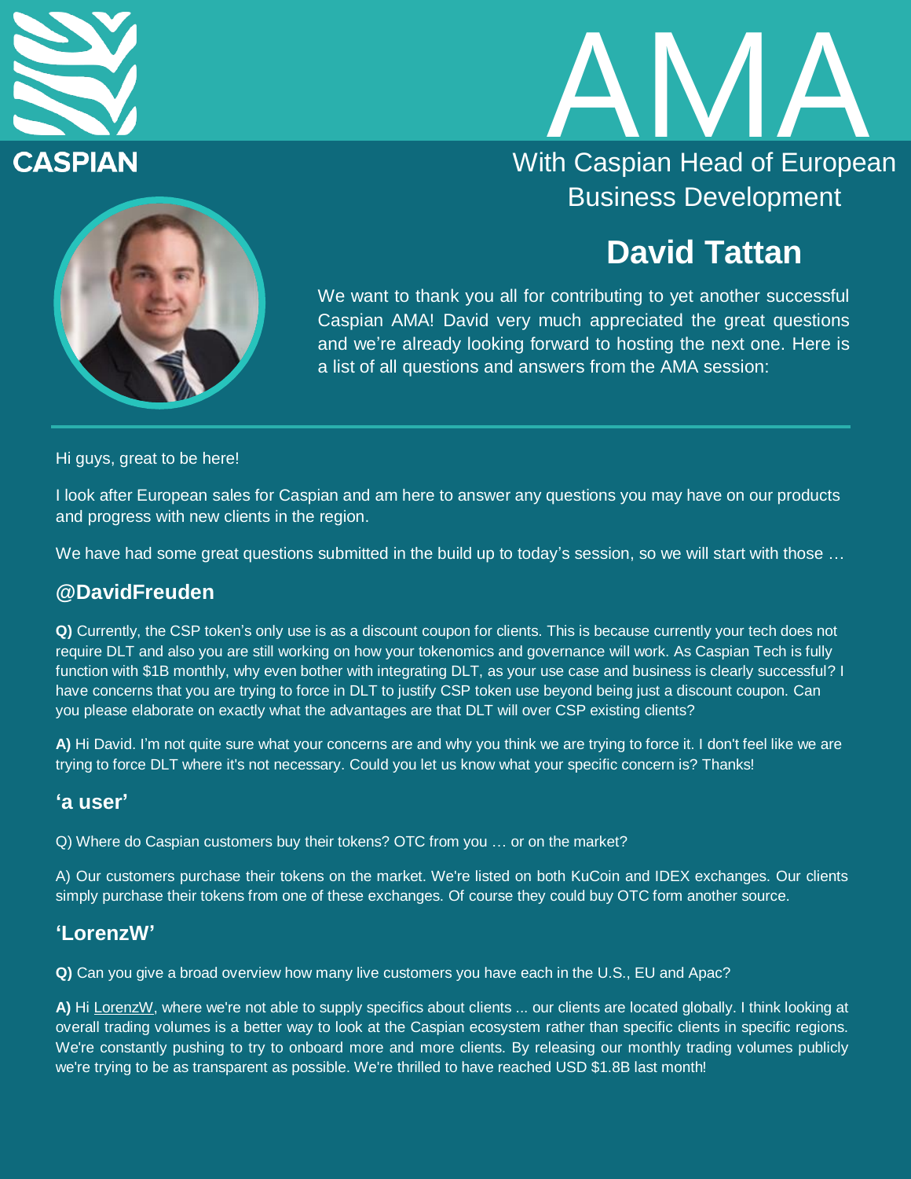# AMA

With Caspian Head of European Business Development

## David Tattan

We want to thank you all for contributing to yet another successful Caspian AMA! David very much appreciated the great questions and we're already looking forward to hosting the next one. Here is a list of all questions and answers from the AMA session:

---

Hi guys, great to be here!

I look after European sales for Caspian and am here to answer any questions you may have on our products and progress with new clients in the region.

We have had some great questions submitted in the build up to today's session, so we will start with those …

### @DavidFreuden

**Q)** Currently, the CSP token's only use is as a discount coupon for clients. This is because currently your tech does not require DLT and also you are still working on how your tokenomics and governance will work. As Caspian Tech is fully function with $1B monthly, why even bother with integrating DLT, as your use case and business is clearly successful? I have concerns that you are trying to force in DLT to justify CSP token use beyond being just a discount coupon. Can you please elaborate on exactly what the advantages are that DLT will over CSP existing clients?

**A)** Hi David. I'm not quite sure what your concerns are and why you think we are trying to force it. I don't feel like we are trying to force DLT where it's not necessary. Could you let us know what your specific concern is? Thanks!

### 'a user'

Q) Where do Caspian customers buy their tokens? OTC from you … or on the market?

A) Our customers purchase their tokens on the market. We're listed on both KuCoin and IDEX exchanges. Our clients simply purchase their tokens from one of these exchanges. Of course they could buy OTC form another source.

### 'LorenzW'

**Q)** Can you give a broad overview how many live customers you have each in the U.S., EU and Apac?

**A)** Hi LorenzW, where we're not able to supply specifics about clients ... our clients are located globally. I think looking at overall trading volumes is a better way to look at the Caspian ecosystem rather than specific clients in specific regions. We're constantly pushing to try to onboard more and more clients. By releasing our monthly trading volumes publicly we're trying to be as transparent as possible. We're thrilled to have reached USD $1.8B last month!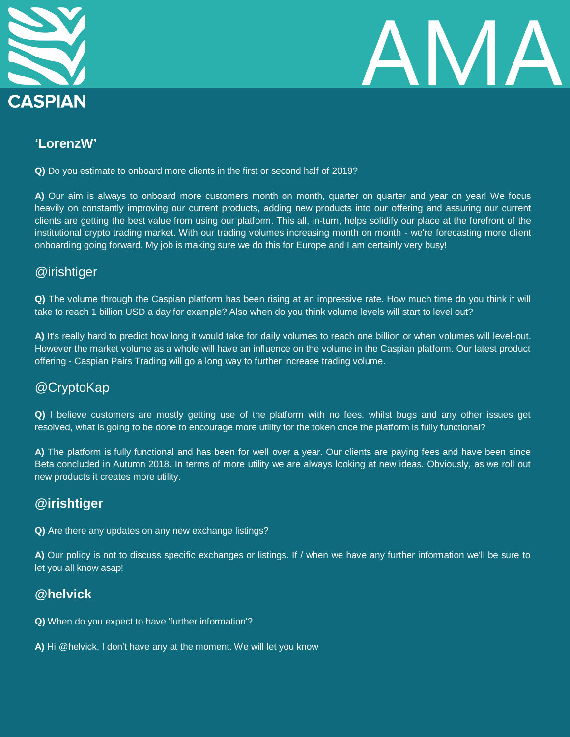## 'LorenzW'

**Q)** Do you estimate to onboard more clients in the first or second half of 2019?

**A)** Our aim is always to onboard more customers month on month, quarter on quarter and year on year! We focus heavily on constantly improving our current products, adding new products into our offering and assuring our current clients are getting the best value from using our platform. This all, in-turn, helps solidify our place at the forefront of the institutional crypto trading market. With our trading volumes increasing month on month - we're forecasting more client onboarding going forward. My job is making sure we do this for Europe and I am certainly very busy!

## @irishtiger

**Q)** The volume through the Caspian platform has been rising at an impressive rate. How much time do you think it will take to reach 1 billion USD a day for example? Also when do you think volume levels will start to level out?

**A)** It's really hard to predict how long it would take for daily volumes to reach one billion or when volumes will level-out. However the market volume as a whole will have an influence on the volume in the Caspian platform. Our latest product offering - Caspian Pairs Trading will go a long way to further increase trading volume.

## @CryptoKap

**Q)** I believe customers are mostly getting use of the platform with no fees, whilst bugs and any other issues get resolved, what is going to be done to encourage more utility for the token once the platform is fully functional?

**A)** The platform is fully functional and has been for well over a year. Our clients are paying fees and have been since Beta concluded in Autumn 2018. In terms of more utility we are always looking at new ideas. Obviously, as we roll out new products it creates more utility.

## @irishtiger

**Q)** Are there any updates on any new exchange listings?

**A)** Our policy is not to discuss specific exchanges or listings. If / when we have any further information we'll be sure to let you all know asap!

## @helvick

**Q)** When do you expect to have 'further information'?

**A)** Hi @helvick, I don't have any at the moment. We will let you know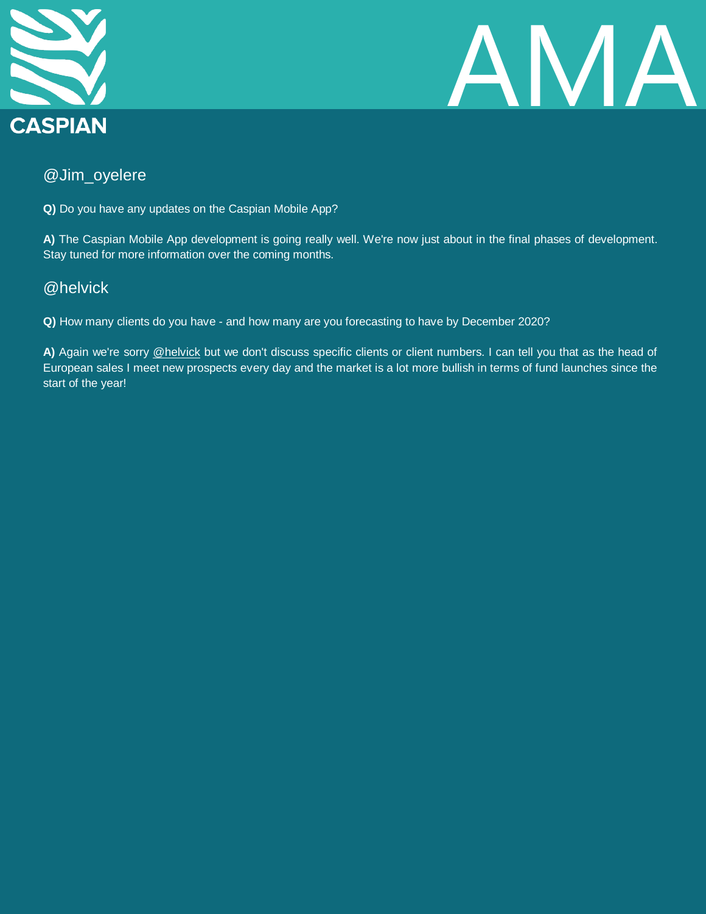CASPIAN

# AMA

## @Jim_oyelere

**Q)** Do you have any updates on the Caspian Mobile App?

**A)** The Caspian Mobile App development is going really well. We're now just about in the final phases of development. Stay tuned for more information over the coming months.

## @helvick

**Q)** How many clients do you have - and how many are you forecasting to have by December 2020?

**A)** Again we're sorry @helvick but we don't discuss specific clients or client numbers. I can tell you that as the head of European sales I meet new prospects every day and the market is a lot more bullish in terms of fund launches since the start of the year!